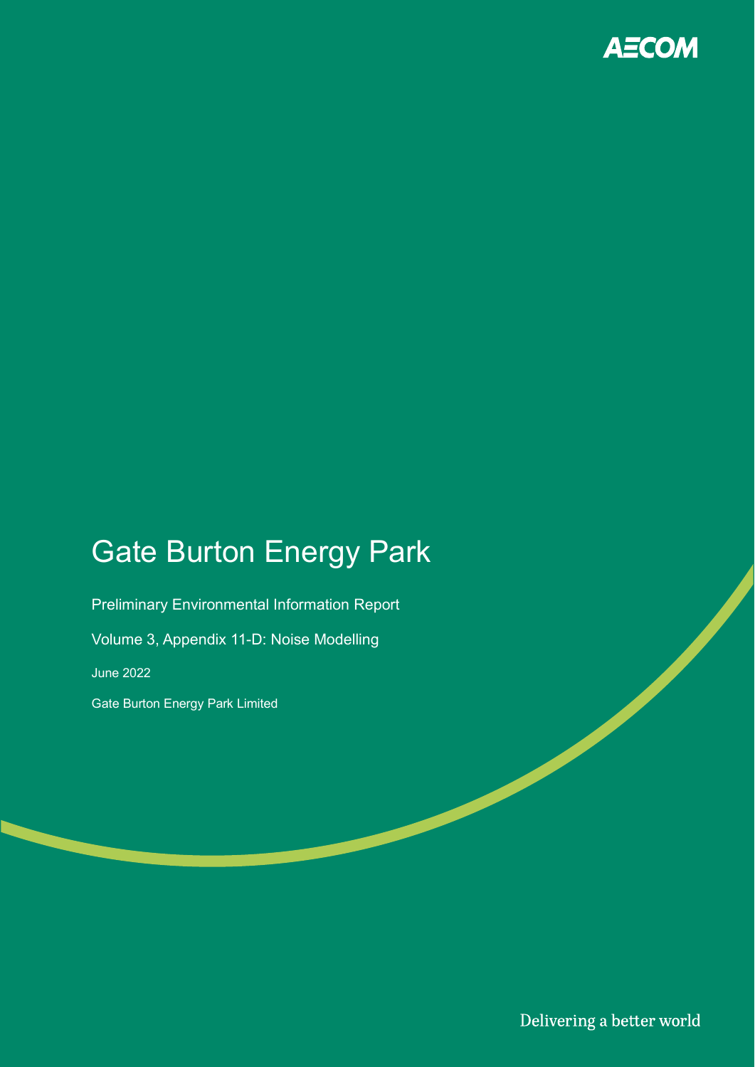AECOM

# Gate Burton Energy Park

Preliminary Environmental Information Report

Volume 3, Appendix 11-D: Noise Modelling

June 2022

Gate Burton Energy Park Limited

Delivering a better world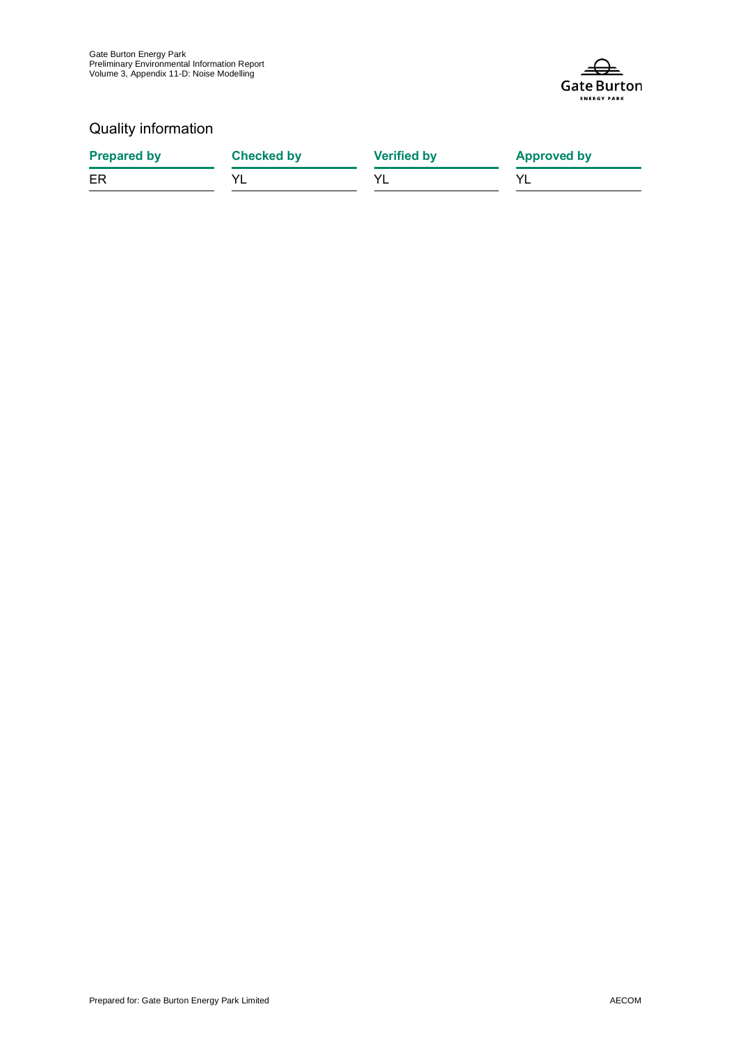## Quality information

| Prepared by | Checked by | Verified by | Approved by |
|---|---|---|---|
| ER | YL | YL | YL |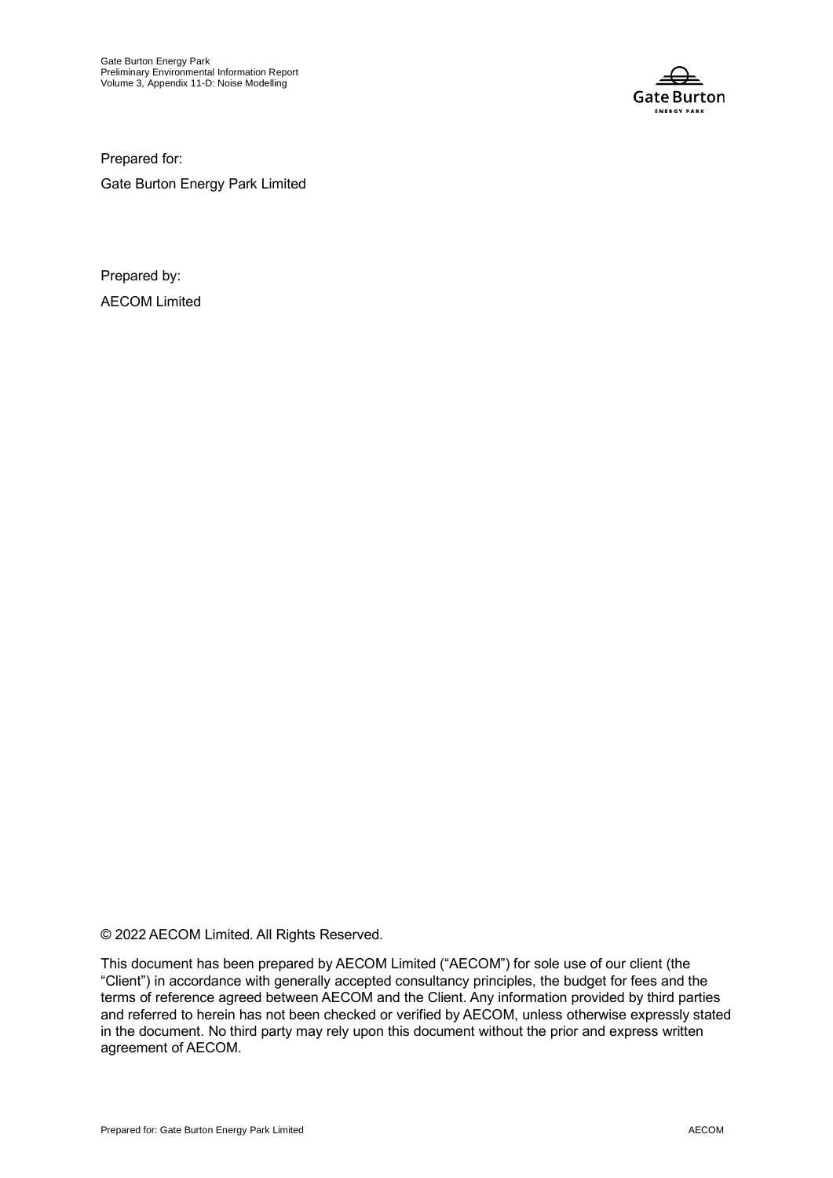Prepared for:

Gate Burton Energy Park Limited

Prepared by:

AECOM Limited

© 2022 AECOM Limited. All Rights Reserved.

This document has been prepared by AECOM Limited ("AECOM") for sole use of our client (the "Client") in accordance with generally accepted consultancy principles, the budget for fees and the terms of reference agreed between AECOM and the Client. Any information provided by third parties and referred to herein has not been checked or verified by AECOM, unless otherwise expressly stated in the document. No third party may rely upon this document without the prior and express written agreement of AECOM.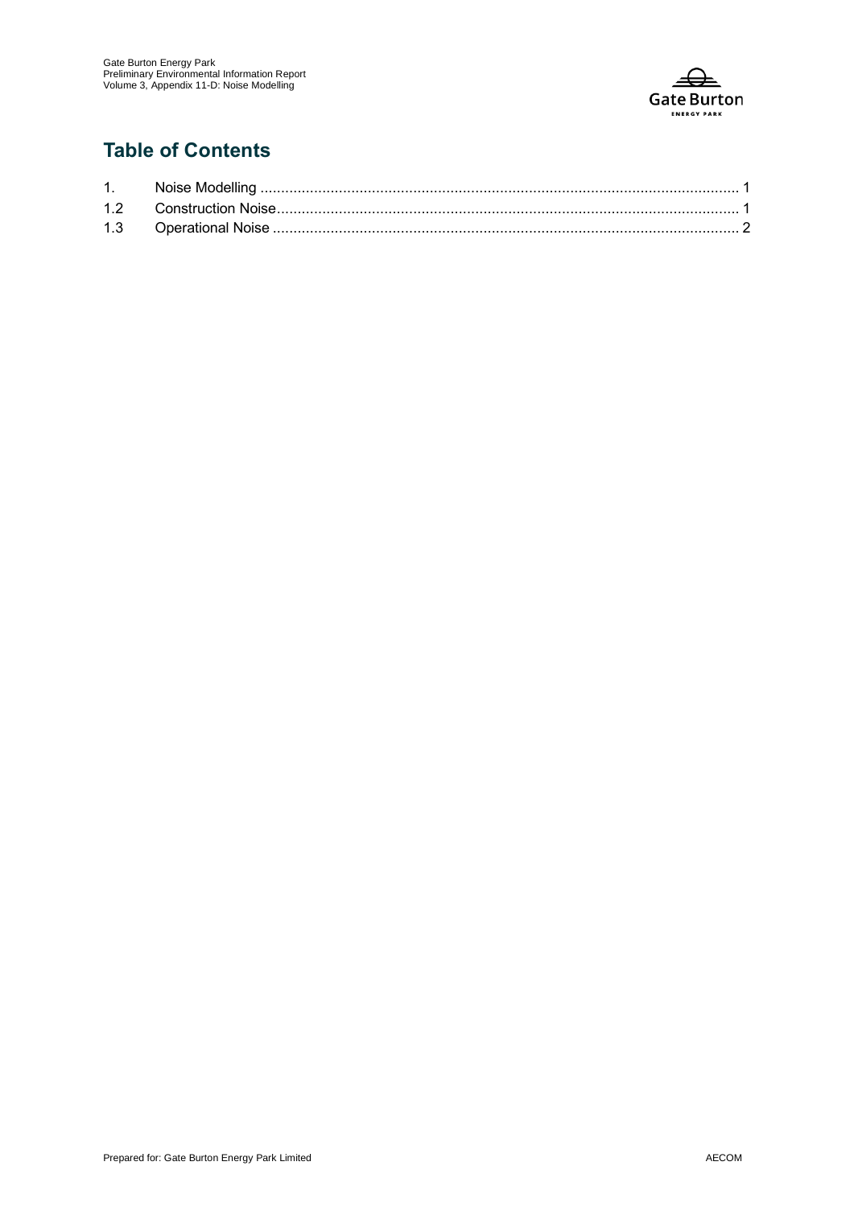## Table of Contents

1. Noise Modelling ........................................................................................................... 1
1.2 Construction Noise ........................................................................................................ 1
1.3 Operational Noise .......................................................................................................... 2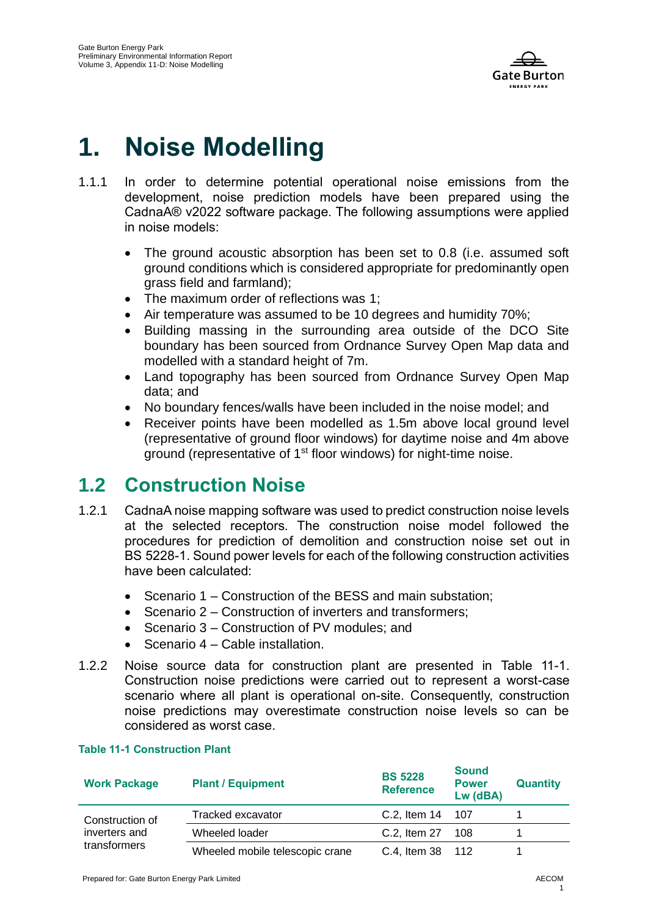# 1. Noise Modelling

1.1.1 In order to determine potential operational noise emissions from the development, noise prediction models have been prepared using the CadnaA® v2022 software package. The following assumptions were applied in noise models:

- The ground acoustic absorption has been set to 0.8 (i.e. assumed soft ground conditions which is considered appropriate for predominantly open grass field and farmland);
- The maximum order of reflections was 1;
- Air temperature was assumed to be 10 degrees and humidity 70%;
- Building massing in the surrounding area outside of the DCO Site boundary has been sourced from Ordnance Survey Open Map data and modelled with a standard height of 7m.
- Land topography has been sourced from Ordnance Survey Open Map data; and
- No boundary fences/walls have been included in the noise model; and
- Receiver points have been modelled as 1.5m above local ground level (representative of ground floor windows) for daytime noise and 4m above ground (representative of 1st floor windows) for night-time noise.

## 1.2 Construction Noise

1.2.1 CadnaA noise mapping software was used to predict construction noise levels at the selected receptors. The construction noise model followed the procedures for prediction of demolition and construction noise set out in BS 5228-1. Sound power levels for each of the following construction activities have been calculated:

- Scenario 1 – Construction of the BESS and main substation;
- Scenario 2 – Construction of inverters and transformers;
- Scenario 3 – Construction of PV modules; and
- Scenario 4 – Cable installation.

1.2.2 Noise source data for construction plant are presented in Table 11-1. Construction noise predictions were carried out to represent a worst-case scenario where all plant is operational on-site. Consequently, construction noise predictions may overestimate construction noise levels so can be considered as worst case.

**Table 11-1 Construction Plant**

| Work Package | Plant / Equipment | BS 5228 Reference | Sound Power Lw (dBA) | Quantity |
|---|---|---|---|---|
| Construction of inverters and transformers | Tracked excavator | C.2, Item 14 | 107 | 1 |
| | Wheeled loader | C.2, Item 27 | 108 | 1 |
| | Wheeled mobile telescopic crane | C.4, Item 38 | 112 | 1 |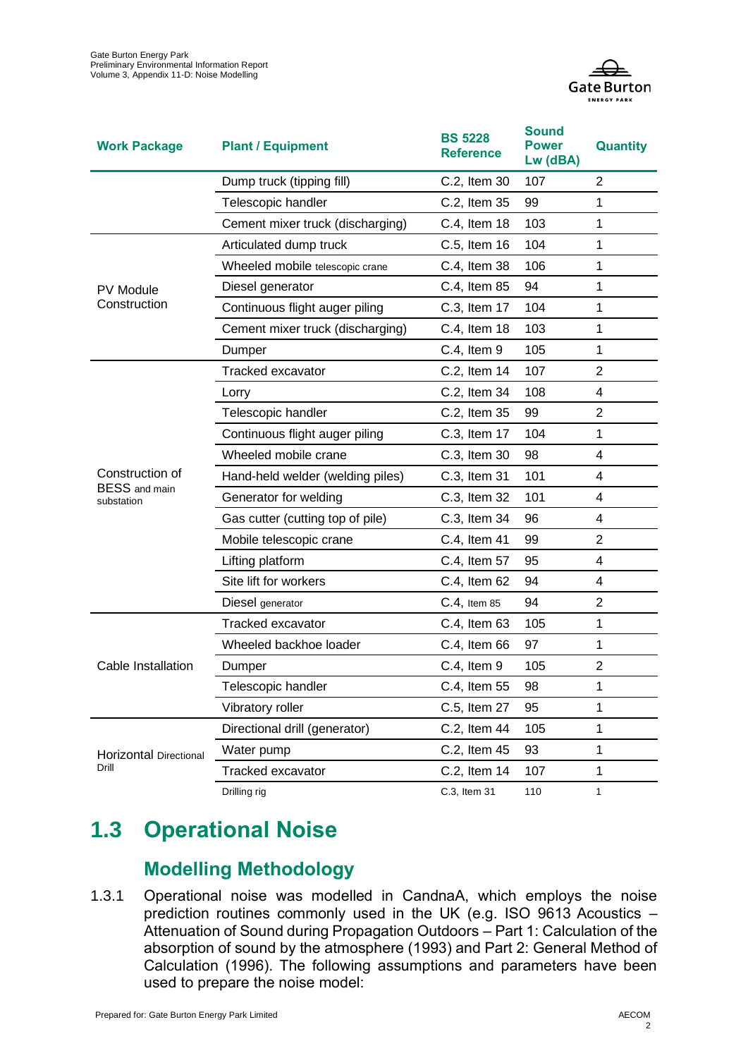| Work Package | Plant / Equipment | BS 5228 Reference | Sound Power Lw (dBA) | Quantity |
|---|---|---|---|---|
| | Dump truck (tipping fill) | C.2, Item 30 | 107 | 2 |
| | Telescopic handler | C.2, Item 35 | 99 | 1 |
| | Cement mixer truck (discharging) | C.4, Item 18 | 103 | 1 |
| PV Module Construction | Articulated dump truck | C.5, Item 16 | 104 | 1 |
| | Wheeled mobile telescopic crane | C.4, Item 38 | 106 | 1 |
| | Diesel generator | C.4, Item 85 | 94 | 1 |
| | Continuous flight auger piling | C.3, Item 17 | 104 | 1 |
| | Cement mixer truck (discharging) | C.4, Item 18 | 103 | 1 |
| | Dumper | C.4, Item 9 | 105 | 1 |
| Construction of BESS and main substation | Tracked excavator | C.2, Item 14 | 107 | 2 |
| | Lorry | C.2, Item 34 | 108 | 4 |
| | Telescopic handler | C.2, Item 35 | 99 | 2 |
| | Continuous flight auger piling | C.3, Item 17 | 104 | 1 |
| | Wheeled mobile crane | C.3, Item 30 | 98 | 4 |
| | Hand-held welder (welding piles) | C.3, Item 31 | 101 | 4 |
| | Generator for welding | C.3, Item 32 | 101 | 4 |
| | Gas cutter (cutting top of pile) | C.3, Item 34 | 96 | 4 |
| | Mobile telescopic crane | C.4, Item 41 | 99 | 2 |
| | Lifting platform | C.4, Item 57 | 95 | 4 |
| | Site lift for workers | C.4, Item 62 | 94 | 4 |
| | Diesel generator | C.4, Item 85 | 94 | 2 |
| Cable Installation | Tracked excavator | C.4, Item 63 | 105 | 1 |
| | Wheeled backhoe loader | C.4, Item 66 | 97 | 1 |
| | Dumper | C.4, Item 9 | 105 | 2 |
| | Telescopic handler | C.4, Item 55 | 98 | 1 |
| | Vibratory roller | C.5, Item 27 | 95 | 1 |
| Horizontal Directional Drill | Directional drill (generator) | C.2, Item 44 | 105 | 1 |
| | Water pump | C.2, Item 45 | 93 | 1 |
| | Tracked excavator | C.2, Item 14 | 107 | 1 |
| | Drilling rig | C.3, Item 31 | 110 | 1 |

## 1.3 Operational Noise

### Modelling Methodology

1.3.1 Operational noise was modelled in CandnaA, which employs the noise prediction routines commonly used in the UK (e.g. ISO 9613 Acoustics – Attenuation of Sound during Propagation Outdoors – Part 1: Calculation of the absorption of sound by the atmosphere (1993) and Part 2: General Method of Calculation (1996). The following assumptions and parameters have been used to prepare the noise model: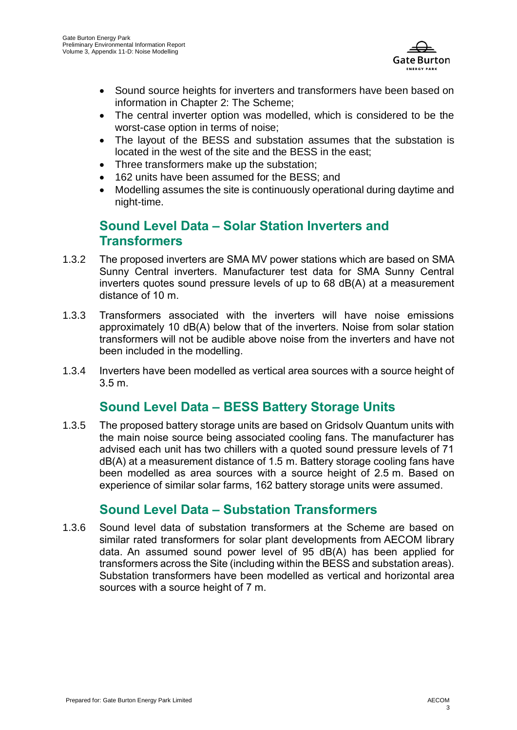- Sound source heights for inverters and transformers have been based on information in Chapter 2: The Scheme;
- The central inverter option was modelled, which is considered to be the worst-case option in terms of noise;
- The layout of the BESS and substation assumes that the substation is located in the west of the site and the BESS in the east;
- Three transformers make up the substation;
- 162 units have been assumed for the BESS; and
- Modelling assumes the site is continuously operational during daytime and night-time.

## Sound Level Data – Solar Station Inverters and Transformers

1.3.2 The proposed inverters are SMA MV power stations which are based on SMA Sunny Central inverters. Manufacturer test data for SMA Sunny Central inverters quotes sound pressure levels of up to 68 dB(A) at a measurement distance of 10 m.

1.3.3 Transformers associated with the inverters will have noise emissions approximately 10 dB(A) below that of the inverters. Noise from solar station transformers will not be audible above noise from the inverters and have not been included in the modelling.

1.3.4 Inverters have been modelled as vertical area sources with a source height of 3.5 m.

## Sound Level Data – BESS Battery Storage Units

1.3.5 The proposed battery storage units are based on Gridsolv Quantum units with the main noise source being associated cooling fans. The manufacturer has advised each unit has two chillers with a quoted sound pressure levels of 71 dB(A) at a measurement distance of 1.5 m. Battery storage cooling fans have been modelled as area sources with a source height of 2.5 m. Based on experience of similar solar farms, 162 battery storage units were assumed.

## Sound Level Data – Substation Transformers

1.3.6 Sound level data of substation transformers at the Scheme are based on similar rated transformers for solar plant developments from AECOM library data. An assumed sound power level of 95 dB(A) has been applied for transformers across the Site (including within the BESS and substation areas). Substation transformers have been modelled as vertical and horizontal area sources with a source height of 7 m.